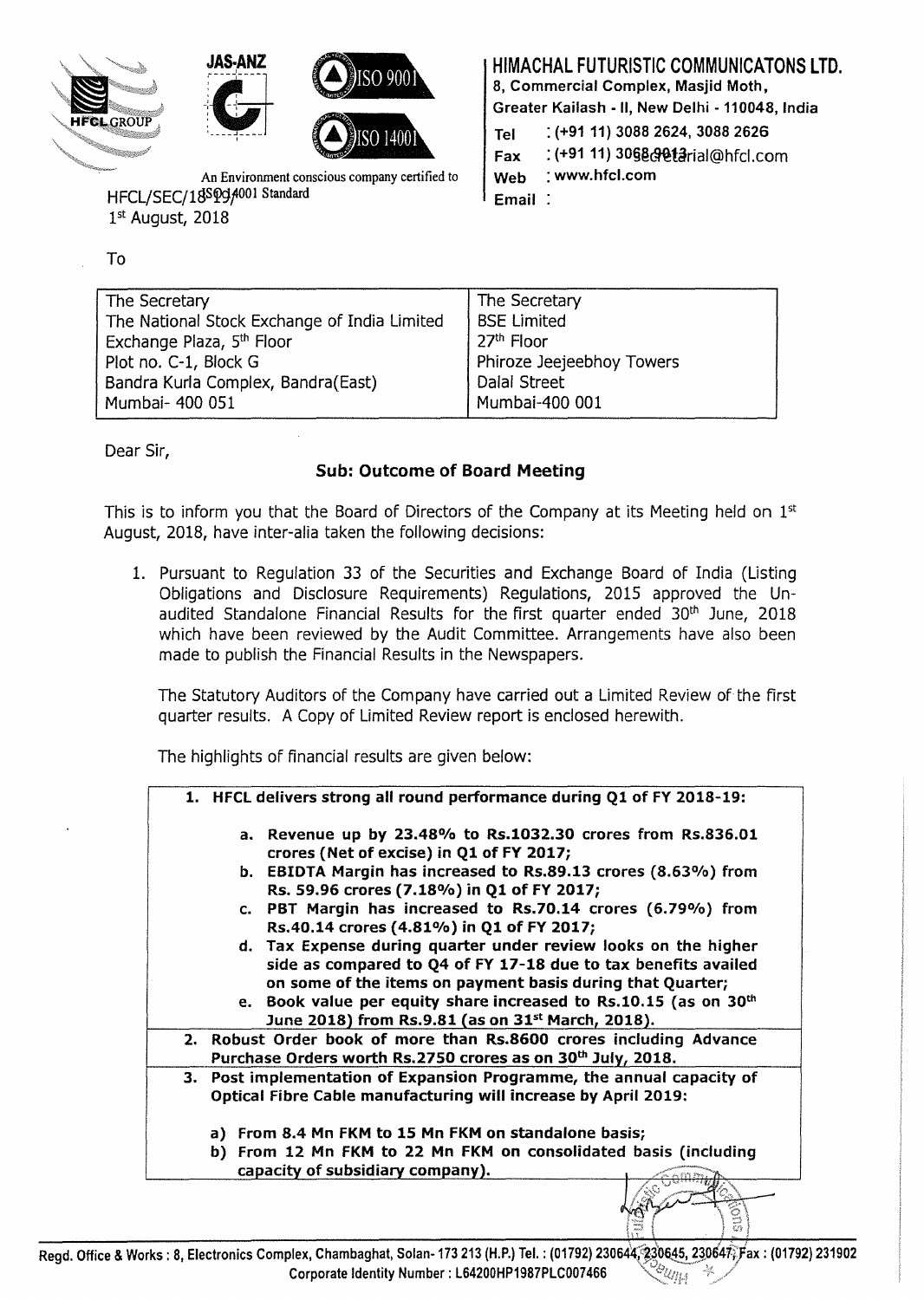JAS-ANZ

ISO 9001

ISO 14001

An Environment conscious company certified to ISO 14001 Standard

**HIMACHAL FUTURISTIC COMMUNICATONS LTD.**

8, Commercial Complex, Masjid Moth,
Greater Kailash - II, New Delhi - 110048, India

Tel : (+91 11) 3088 2624, 3088 2626
Fax : (+91 11) 3068 9013
Web : www.hfcl.com
Email : secretarial@hfcl.com

HFCL/SEC/18-19/
1st August, 2018

To

| The Secretary<br>The National Stock Exchange of India Limited<br>Exchange Plaza, 5th Floor<br>Plot no. C-1, Block G<br>Bandra Kurla Complex, Bandra(East)<br>Mumbai- 400 051 | The Secretary<br>BSE Limited<br>27th Floor<br>Phiroze Jeejeebhoy Towers<br>Dalal Street<br>Mumbai-400 001 |
|---|---|

Dear Sir,

**Sub: Outcome of Board Meeting**

This is to inform you that the Board of Directors of the Company at its Meeting held on 1st August, 2018, have inter-alia taken the following decisions:

1. Pursuant to Regulation 33 of the Securities and Exchange Board of India (Listing Obligations and Disclosure Requirements) Regulations, 2015 approved the Un-audited Standalone Financial Results for the first quarter ended 30th June, 2018 which have been reviewed by the Audit Committee. Arrangements have also been made to publish the Financial Results in the Newspapers.

   The Statutory Auditors of the Company have carried out a Limited Review of the first quarter results. A Copy of Limited Review report is enclosed herewith.

   The highlights of financial results are given below:

   **1. HFCL delivers strong all round performance during Q1 of FY 2018-19:**

   **a. Revenue up by 23.48% to Rs.1032.30 crores from Rs.836.01 crores (Net of excise) in Q1 of FY 2017;**
   **b. EBIDTA Margin has increased to Rs.89.13 crores (8.63%) from Rs. 59.96 crores (7.18%) in Q1 of FY 2017;**
   **c. PBT Margin has increased to Rs.70.14 crores (6.79%) from Rs.40.14 crores (4.81%) in Q1 of FY 2017;**
   **d. Tax Expense during quarter under review looks on the higher side as compared to Q4 of FY 17-18 due to tax benefits availed on some of the items on payment basis during that Quarter;**
   **e. Book value per equity share increased to Rs.10.15 (as on 30th June 2018) from Rs.9.81 (as on 31st March, 2018).**

   **2. Robust Order book of more than Rs.8600 crores including Advance Purchase Orders worth Rs.2750 crores as on 30th July, 2018.**

   **3. Post implementation of Expansion Programme, the annual capacity of Optical Fibre Cable manufacturing will increase by April 2019:**

   **a) From 8.4 Mn FKM to 15 Mn FKM on standalone basis;**
   **b) From 12 Mn FKM to 22 Mn FKM on consolidated basis (including capacity of subsidiary company).**

Regd. Office & Works : 8, Electronics Complex, Chambaghat, Solan- 173 213 (H.P.) Tel. : (01792) 230644, 230645, 230647, Fax : (01792) 231902
Corporate Identity Number : L64200HP1987PLC007466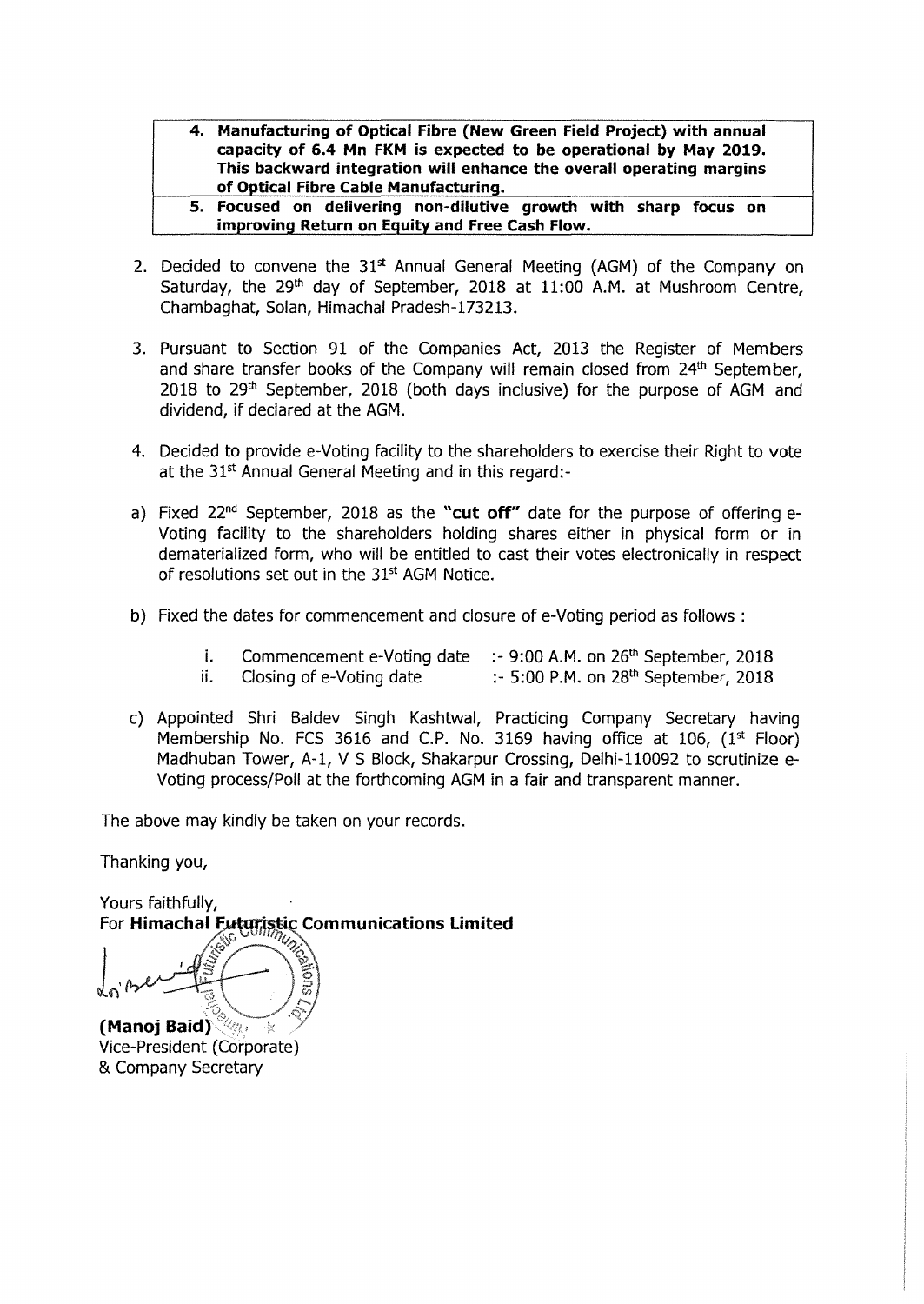| |
|---|
| **4. Manufacturing of Optical Fibre (New Green Field Project) with annual capacity of 6.4 Mn FKM is expected to be operational by May 2019. This backward integration will enhance the overall operating margins of Optical Fibre Cable Manufacturing.** |
| **5. Focused on delivering non-dilutive growth with sharp focus on improving Return on Equity and Free Cash Flow.** |

2. Decided to convene the 31st Annual General Meeting (AGM) of the Company on Saturday, the 29th day of September, 2018 at 11:00 A.M. at Mushroom Centre, Chambaghat, Solan, Himachal Pradesh-173213.

3. Pursuant to Section 91 of the Companies Act, 2013 the Register of Members and share transfer books of the Company will remain closed from 24th September, 2018 to 29th September, 2018 (both days inclusive) for the purpose of AGM and dividend, if declared at the AGM.

4. Decided to provide e-Voting facility to the shareholders to exercise their Right to vote at the 31st Annual General Meeting and in this regard:-

a) Fixed 22nd September, 2018 as the **"cut off"** date for the purpose of offering e-Voting facility to the shareholders holding shares either in physical form or in dematerialized form, who will be entitled to cast their votes electronically in respect of resolutions set out in the 31st AGM Notice.

b) Fixed the dates for commencement and closure of e-Voting period as follows :

   i. Commencement e-Voting date :- 9:00 A.M. on 26th September, 2018
   ii. Closing of e-Voting date :- 5:00 P.M. on 28th September, 2018

c) Appointed Shri Baldev Singh Kashtwal, Practicing Company Secretary having Membership No. FCS 3616 and C.P. No. 3169 having office at 106, (1st Floor) Madhuban Tower, A-1, V S Block, Shakarpur Crossing, Delhi-110092 to scrutinize e-Voting process/Poll at the forthcoming AGM in a fair and transparent manner.

The above may kindly be taken on your records.

Thanking you,

Yours faithfully,
For **Himachal Futuristic Communications Limited**

**(Manoj Baid)**
Vice-President (Corporate)
& Company Secretary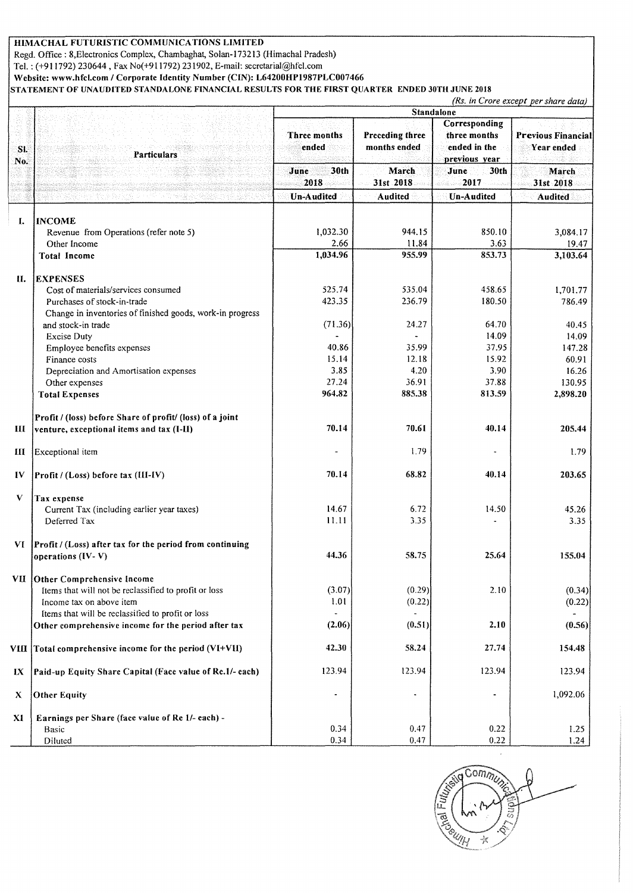**HIMACHAL FUTURISTIC COMMUNICATIONS LIMITED**

Regd. Office : 8,Electronics Complex, Chambaghat, Solan-173213 (Himachal Pradesh)

Tel. : (+911792) 230644 , Fax No(+911792) 231902, E-mail: secretarial@hfcl.com

**Website: www.hfcl.com / Corporate Identity Number (CIN): L64200HP1987PLC007466**

**STATEMENT OF UNAUDITED STANDALONE FINANCIAL RESULTS FOR THE FIRST QUARTER ENDED 30TH JUNE 2018**

*(Rs. in Crore except per share data)*

| Sl. No. | Particulars | Standalone | | | |
|---|---|---|---|---|---|
| | | Three months ended | Preceding three months ended | Corresponding three months ended in the previous year | Previous Financial Year ended |
| | | June 30th 2018 | March 31st 2018 | June 30th 2017 | March 31st 2018 |
| | | Un-Audited | Audited | Un-Audited | Audited |
| I. | **INCOME** | | | | |
| | Revenue from Operations (refer note 5) | 1,032.30 | 944.15 | 850.10 | 3,084.17 |
| | Other Income | 2.66 | 11.84 | 3.63 | 19.47 |
| | **Total Income** | **1,034.96** | **955.99** | **853.73** | **3,103.64** |
| II. | **EXPENSES** | | | | |
| | Cost of materials/services consumed | 525.74 | 535.04 | 458.65 | 1,701.77 |
| | Purchases of stock-in-trade | 423.35 | 236.79 | 180.50 | 786.49 |
| | Change in inventories of finished goods, work-in progress and stock-in trade | (71.36) | 24.27 | 64.70 | 40.45 |
| | Excise Duty | - | - | 14.09 | 14.09 |
| | Employee benefits expenses | 40.86 | 35.99 | 37.95 | 147.28 |
| | Finance costs | 15.14 | 12.18 | 15.92 | 60.91 |
| | Depreciation and Amortisation expenses | 3.85 | 4.20 | 3.90 | 16.26 |
| | Other expenses | 27.24 | 36.91 | 37.88 | 130.95 |
| | **Total Expenses** | **964.82** | **885.38** | **813.59** | **2,898.20** |
| III | **Profit / (loss) before Share of profit/ (loss) of a joint venture, exceptional items and tax (I-II)** | **70.14** | **70.61** | **40.14** | **205.44** |
| III | Exceptional item | - | 1.79 | - | 1.79 |
| IV | **Profit / (Loss) before tax (III-IV)** | **70.14** | **68.82** | **40.14** | **203.65** |
| V | **Tax expense** | | | | |
| | Current Tax (including earlier year taxes) | 14.67 | 6.72 | 14.50 | 45.26 |
| | Deferred Tax | 11.11 | 3.35 | - | 3.35 |
| VI | **Profit / (Loss) after tax for the period from continuing operations (IV- V)** | **44.36** | **58.75** | **25.64** | **155.04** |
| VII | **Other Comprehensive Income** | | | | |
| | Items that will not be reclassified to profit or loss | (3.07) | (0.29) | 2.10 | (0.34) |
| | Income tax on above item | 1.01 | (0.22) | | (0.22) |
| | Items that will be reclassified to profit or loss | - | - | | - |
| | **Other comprehensive income for the period after tax** | **(2.06)** | **(0.51)** | **2.10** | **(0.56)** |
| VIII | **Total comprehensive income for the period (VI+VII)** | **42.30** | **58.24** | **27.74** | **154.48** |
| IX | **Paid-up Equity Share Capital (Face value of Re.1/- each)** | 123.94 | 123.94 | 123.94 | 123.94 |
| X | **Other Equity** | - | - | - | 1,092.06 |
| XI | **Earnings per Share (face value of Re 1/- each) -** | | | | |
| | Basic | 0.34 | 0.47 | 0.22 | 1.25 |
| | Diluted | 0.34 | 0.47 | 0.22 | 1.24 |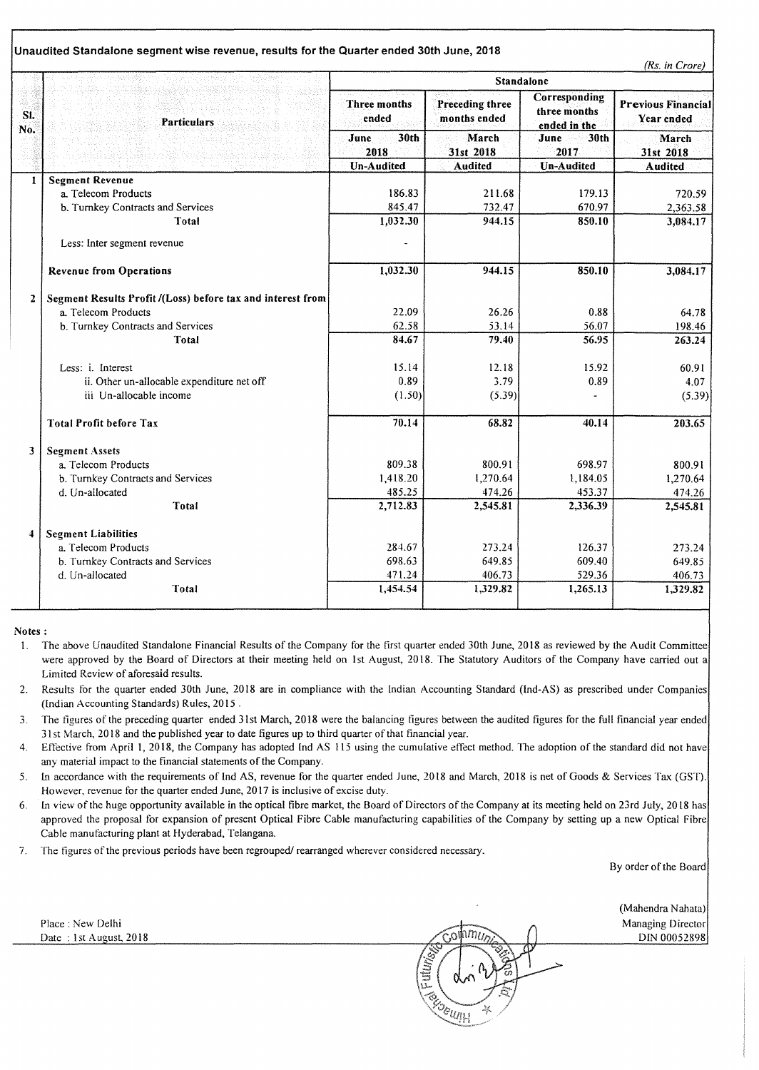**Unaudited Standalone segment wise revenue, results for the Quarter ended 30th June, 2018**

*(Rs. in Crore)*

| Sl. No. | Particulars | Standalone | | | |
|---|---|---|---|---|---|
| | | Three months ended | Preceding three months ended | Corresponding three months ended in the | Previous Financial Year ended |
| | | June 30th 2018 | March 31st 2018 | June 30th 2017 | March 31st 2018 |
| | | Un-Audited | Audited | Un-Audited | Audited |
| 1 | **Segment Revenue** | | | | |
| | a. Telecom Products | 186.83 | 211.68 | 179.13 | 720.59 |
| | b. Turnkey Contracts and Services | 845.47 | 732.47 | 670.97 | 2,363.58 |
| | **Total** | **1,032.30** | **944.15** | **850.10** | **3,084.17** |
| | Less: Inter segment revenue | - | | | |
| | **Revenue from Operations** | **1,032.30** | **944.15** | **850.10** | **3,084.17** |
| 2 | **Segment Results Profit /(Loss) before tax and interest from** | | | | |
| | a. Telecom Products | 22.09 | 26.26 | 0.88 | 64.78 |
| | b. Turnkey Contracts and Services | 62.58 | 53.14 | 56.07 | 198.46 |
| | **Total** | **84.67** | **79.40** | **56.95** | **263.24** |
| | Less: i. Interest | 15.14 | 12.18 | 15.92 | 60.91 |
| | ii. Other un-allocable expenditure net off | 0.89 | 3.79 | 0.89 | 4.07 |
| | iii Un-allocable income | (1.50) | (5.39) | - | (5.39) |
| | **Total Profit before Tax** | **70.14** | **68.82** | **40.14** | **203.65** |
| 3 | **Segment Assets** | | | | |
| | a. Telecom Products | 809.38 | 800.91 | 698.97 | 800.91 |
| | b. Turnkey Contracts and Services | 1,418.20 | 1,270.64 | 1,184.05 | 1,270.64 |
| | d. Un-allocated | 485.25 | 474.26 | 453.37 | 474.26 |
| | **Total** | **2,712.83** | **2,545.81** | **2,336.39** | **2,545.81** |
| 4 | **Segment Liabilities** | | | | |
| | a. Telecom Products | 284.67 | 273.24 | 126.37 | 273.24 |
| | b. Turnkey Contracts and Services | 698.63 | 649.85 | 609.40 | 649.85 |
| | d. Un-allocated | 471.24 | 406.73 | 529.36 | 406.73 |
| | **Total** | **1,454.54** | **1,329.82** | **1,265.13** | **1,329.82** |

**Notes :**

1. The above Unaudited Standalone Financial Results of the Company for the first quarter ended 30th June, 2018 as reviewed by the Audit Committee were approved by the Board of Directors at their meeting held on 1st August, 2018. The Statutory Auditors of the Company have carried out a Limited Review of aforesaid results.
2. Results for the quarter ended 30th June, 2018 are in compliance with the Indian Accounting Standard (Ind-AS) as prescribed under Companies (Indian Accounting Standards) Rules, 2015 .
3. The figures of the preceding quarter ended 31st March, 2018 were the balancing figures between the audited figures for the full financial year ended 31st March, 2018 and the published year to date figures up to third quarter of that financial year.
4. Effective from April 1, 2018, the Company has adopted Ind AS 115 using the cumulative effect method. The adoption of the standard did not have any material impact to the financial statements of the Company.
5. In accordance with the requirements of Ind AS, revenue for the quarter ended June, 2018 and March, 2018 is net of Goods & Services Tax (GST). However, revenue for the quarter ended June, 2017 is inclusive of excise duty.
6. In view of the huge opportunity available in the optical fibre market, the Board of Directors of the Company at its meeting held on 23rd July, 2018 has approved the proposal for expansion of present Optical Fibre Cable manufacturing capabilities of the Company by setting up a new Optical Fibre Cable manufacturing plant at Hyderabad, Telangana.
7. The figures of the previous periods have been regrouped/ rearranged wherever considered necessary.

By order of the Board

(Mahendra Nahata)
Managing Director
DIN 00052898

Place : New Delhi
Date : 1st August, 2018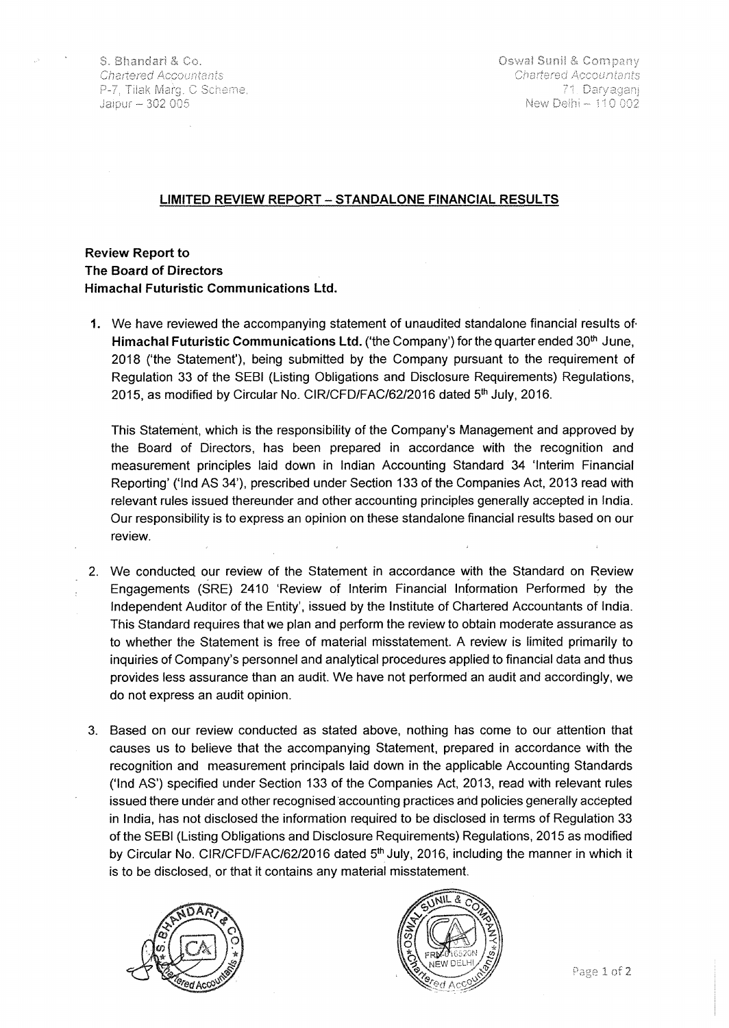S. Bhandari & Co.
*Chartered Accountants*
P-7, Tilak Marg, C Scheme,
Jaipur – 302 005

Oswal Sunil & Company
*Chartered Accountants*
71 Daryaganj
New Delhi – 110 002

## LIMITED REVIEW REPORT – STANDALONE FINANCIAL RESULTS

**Review Report to**
**The Board of Directors**
**Himachal Futuristic Communications Ltd.**

1. We have reviewed the accompanying statement of unaudited standalone financial results of **Himachal Futuristic Communications Ltd.** ('the Company') for the quarter ended 30th June, 2018 ('the Statement'), being submitted by the Company pursuant to the requirement of Regulation 33 of the SEBI (Listing Obligations and Disclosure Requirements) Regulations, 2015, as modified by Circular No. CIR/CFD/FAC/62/2016 dated 5th July, 2016.

   This Statement, which is the responsibility of the Company's Management and approved by the Board of Directors, has been prepared in accordance with the recognition and measurement principles laid down in Indian Accounting Standard 34 'Interim Financial Reporting' ('Ind AS 34'), prescribed under Section 133 of the Companies Act, 2013 read with relevant rules issued thereunder and other accounting principles generally accepted in India. Our responsibility is to express an opinion on these standalone financial results based on our review.

2. We conducted our review of the Statement in accordance with the Standard on Review Engagements (SRE) 2410 'Review of Interim Financial Information Performed by the Independent Auditor of the Entity', issued by the Institute of Chartered Accountants of India. This Standard requires that we plan and perform the review to obtain moderate assurance as to whether the Statement is free of material misstatement. A review is limited primarily to inquiries of Company's personnel and analytical procedures applied to financial data and thus provides less assurance than an audit. We have not performed an audit and accordingly, we do not express an audit opinion.

3. Based on our review conducted as stated above, nothing has come to our attention that causes us to believe that the accompanying Statement, prepared in accordance with the recognition and measurement principals laid down in the applicable Accounting Standards ('Ind AS') specified under Section 133 of the Companies Act, 2013, read with relevant rules issued there under and other recognised accounting practices and policies generally accepted in India, has not disclosed the information required to be disclosed in terms of Regulation 33 of the SEBI (Listing Obligations and Disclosure Requirements) Regulations, 2015 as modified by Circular No. CIR/CFD/FAC/62/2016 dated 5th July, 2016, including the manner in which it is to be disclosed, or that it contains any material misstatement.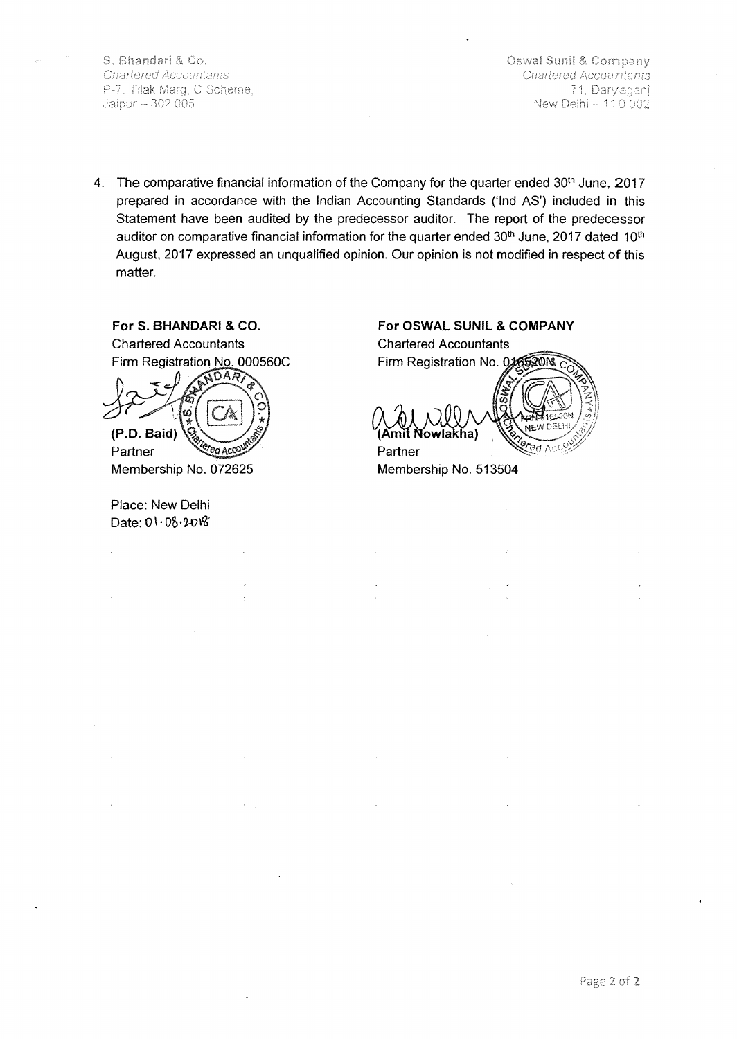S. Bhandari & Co.
*Chartered Accountants*
P-7, Tilak Marg, C Scheme,
Jaipur – 302 005

Oswal Sunil & Company
*Chartered Accountants*
71, Daryaganj
New Delhi – 110 002

4. The comparative financial information of the Company for the quarter ended 30th June, 2017 prepared in accordance with the Indian Accounting Standards ('Ind AS') included in this Statement have been audited by the predecessor auditor. The report of the predecessor auditor on comparative financial information for the quarter ended 30th June, 2017 dated 10th August, 2017 expressed an unqualified opinion. Our opinion is not modified in respect of this matter.

**For S. BHANDARI & CO.**
Chartered Accountants
Firm Registration No. 000560C

**(P.D. Baid)**
Partner
Membership No. 072625

Place: New Delhi
Date: 01.08.2018

**For OSWAL SUNIL & COMPANY**
Chartered Accountants
Firm Registration No. 016520N

**(Amit Nowlakha)**
Partner
Membership No. 513504